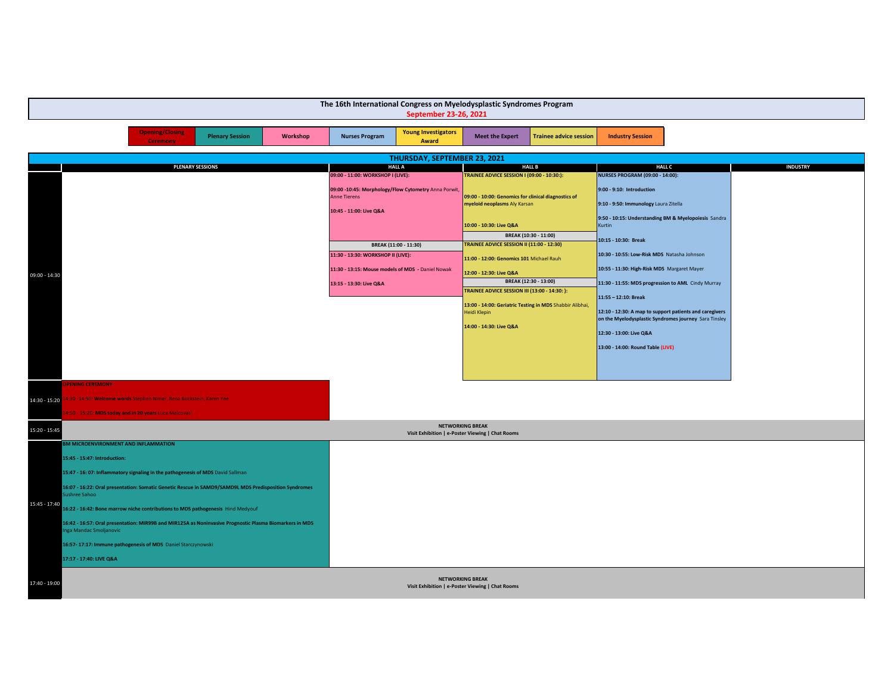# The 16th International Congress on Myelodysplastic Syndromes Program

**September 23-26, 2021**

| Opening/Closing Ceremony | Plenary Session | Workshop | Nurses Program | Young Investigators Award | Meet the Expert | Trainee advice session | Industry Session |
|---|---|---|---|---|---|---|---|

## THURSDAY, SEPTEMBER 23, 2021

| | PLENARY SESSIONS | HALL A | HALL B | HALL C | INDUSTRY |
|---|---|---|---|---|---|
| 09:00 - 14:30 | | **09:00 - 11:00: WORKSHOP I (LIVE):**<br><br>**09:00 -10:45: Morphology/Flow Cytometry** Anna Porwit, Anne Tierens<br><br>**10:45 - 11:00: Live Q&A**<br><br>**BREAK (11:00 - 11:30)**<br><br>**11:30 - 13:30: WORKSHOP II (LIVE):**<br><br>**11:30 - 13:15: Mouse models of MDS** - Daniel Nowak<br><br>**13:15 - 13:30: Live Q&A** | **TRAINEE ADVICE SESSION I (09:00 - 10:30:):**<br><br>**09:00 - 10:00: Genomics for clinical diagnostics of myeloid neoplasms** Aly Karsan<br><br>**10:00 - 10:30: Live Q&A**<br><br>**BREAK (10:30 - 11:00)**<br><br>**TRAINEE ADVICE SESSION II (11:00 - 12:30)**<br><br>**11:00 - 12:00: Genomics 101** Michael Rauh<br><br>**12:00 - 12:30: Live Q&A**<br><br>**BREAK (12:30 - 13:00)**<br><br>**TRAINEE ADVICE SESSION III (13:00 - 14:30: ):**<br><br>**13:00 - 14:00: Geriatric Testing in MDS** Shabbir Alibhai, Heidi Klepin<br><br>**14:00 - 14:30: Live Q&A** | **NURSES PROGRAM (09:00 - 14:00):**<br><br>**9:00 - 9:10: Introduction**<br><br>**9:10 - 9:50: Immunology** Laura Zitella<br><br>**9:50 - 10:15: Understanding BM & Myelopoiesis** Sandra Kurtin<br><br>**10:15 - 10:30: Break**<br><br>**10:30 - 10:55: Low-Risk MDS** Natasha Johnson<br><br>**10:55 - 11:30: High-Risk MDS** Margaret Mayer<br><br>**11:30 - 11:55: MDS progression to AML** Cindy Murray<br><br>**11:55 – 12:10: Break**<br><br>**12:10 - 12:30: A map to support patients and caregivers on the Myelodysplastic Syndromes journey** Sara Tinsley<br><br>**12:30 - 13:00: Live Q&A**<br><br>**13:00 - 14:00: Round Table (LIVE)** | |
| 14:30 - 15:20 | **OPENING CEREMONY**<br><br>**14:30 - 14:50: Welcome words** Stephen Nimer, Rena Buckstein, Karen Yee<br><br>**14:50 - 15:20: MDS today and in 20 years** Luca Malcovati | | | | |
| 15:20 - 15:45 | **NETWORKING BREAK**<br>**Visit Exhibition \| e-Poster Viewing \| Chat Rooms** | | | | |
| 15:45 - 17:40 | **BM MICROENVIRONMENT AND INFLAMMATION**<br><br>**15:45 - 15:47: Introduction:**<br><br>**15:47 - 16: 07: Inflammatory signaling in the pathogenesis of MDS** David Sallman<br><br>**16:07 - 16:22: Oral presentation: Somatic Genetic Rescue in SAMD9/SAMD9L MDS Predisposition Syndromes** Sushree Sahoo<br><br>**16:22 - 16:42: Bone marrow niche contributions to MDS pathogenesis** Hind Medyouf<br><br>**16:42 - 16:57: Oral presentation: MIR99B and MIR125A as Noninvasive Prognostic Plasma Biomarkers in MDS** Inga Mandac Smoljanovic<br><br>**16:57- 17:17: Immune pathogenesis of MDS** Daniel Starczynowski<br><br>**17:17 - 17:40: LIVE Q&A** | | | | |
| 17:40 - 19:00 | **NETWORKING BREAK**<br>**Visit Exhibition \| e-Poster Viewing \| Chat Rooms** | | | | |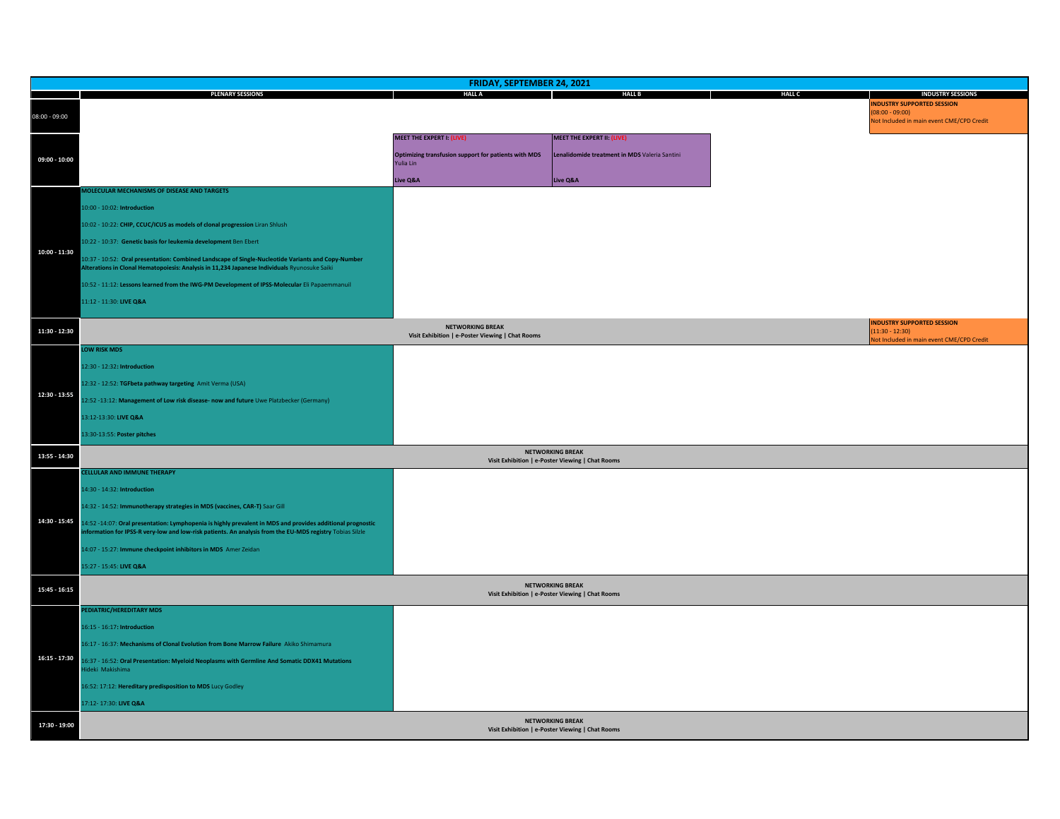# FRIDAY, SEPTEMBER 24, 2021

| | PLENARY SESSIONS | HALL A | HALL B | HALL C | INDUSTRY SESSIONS |
|---|---|---|---|---|---|
| 08:00 - 09:00 | | | | | **INDUSTRY SUPPORTED SESSION** (08:00 - 09:00) Not Included in main event CME/CPD Credit |
| 09:00 - 10:00 | | **MEET THE EXPERT I: (LIVE)** **Optimizing transfusion support for patients with MDS** Yulia Lin **Live Q&A** | **MEET THE EXPERT II: (LIVE)** **Lenalidomide treatment in MDS** Valeria Santini **Live Q&A** | | |
| 10:00 - 11:30 | **MOLECULAR MECHANISMS OF DISEASE AND TARGETS** 10:00 - 10:02: **Introduction** 10:02 - 10:22: **CHIP, CCUC/ICUS as models of clonal progression** Liran Shlush 10:22 - 10:37: **Genetic basis for leukemia development** Ben Ebert 10:37 - 10:52: **Oral presentation: Combined Landscape of Single-Nucleotide Variants and Copy-Number Alterations in Clonal Hematopoiesis: Analysis in 11,234 Japanese Individuals** Ryunosuke Saiki 10:52 - 11:12: **Lessons learned from the IWG-PM Development of IPSS-Molecular** Eli Papaemmanuil 11:12 - 11:30: **LIVE Q&A** | | | | |
| 11:30 - 12:30 | **NETWORKING BREAK** Visit Exhibition \| e-Poster Viewing \| Chat Rooms | | | | **INDUSTRY SUPPORTED SESSION** (11:30 - 12:30) Not Included in main event CME/CPD Credit |
| 12:30 - 13:55 | **LOW RISK MDS** 12:30 - 12:32: **Introduction** 12:32 - 12:52: **TGFbeta pathway targeting** Amit Verma (USA) 12:52 -13:12: **Management of Low risk disease- now and future** Uwe Platzbecker (Germany) 13:12-13:30: **LIVE Q&A** 13:30-13:55: **Poster pitches** | | | | |
| 13:55 - 14:30 | **NETWORKING BREAK** Visit Exhibition \| e-Poster Viewing \| Chat Rooms | | | | |
| 14:30 - 15:45 | **CELLULAR AND IMMUNE THERAPY** 14:30 - 14:32: **Introduction** 14:32 - 14:52: **Immunotherapy strategies in MDS (vaccines, CAR-T)** Saar Gill 14:52 -14:07: **Oral presentation: Lymphopenia is highly prevalent in MDS and provides additional prognostic information for IPSS-R very-low and low-risk patients. An analysis from the EU-MDS registry** Tobias Silzle 14:07 - 15:27: **Immune checkpoint inhibitors in MDS** Amer Zeidan 15:27 - 15:45: **LIVE Q&A** | | | | |
| 15:45 - 16:15 | **NETWORKING BREAK** Visit Exhibition \| e-Poster Viewing \| Chat Rooms | | | | |
| 16:15 - 17:30 | **PEDIATRIC/HEREDITARY MDS** 16:15 - 16:17: **Introduction** 16:17 - 16:37: **Mechanisms of Clonal Evolution from Bone Marrow Failure** Akiko Shimamura 16:37 - 16:52: **Oral Presentation: Myeloid Neoplasms with Germline And Somatic DDX41 Mutations** Hideki Makishima 16:52: 17:12: **Hereditary predisposition to MDS** Lucy Godley 17:12- 17:30: **LIVE Q&A** | | | | |
| 17:30 - 19:00 | **NETWORKING BREAK** Visit Exhibition \| e-Poster Viewing \| Chat Rooms | | | | |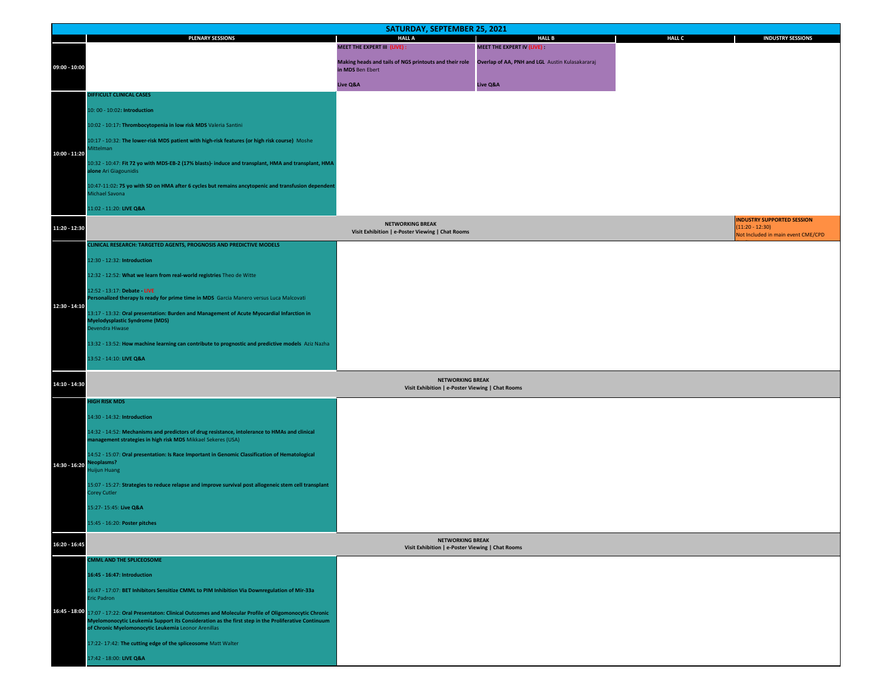# SATURDAY, SEPTEMBER 25, 2021

| | PLENARY SESSIONS | HALL A | HALL B | HALL C | INDUSTRY SESSIONS |
|---|---|---|---|---|---|
| 09:00 - 10:00 | | **MEET THE EXPERT III (LIVE) :** **Making heads and tails of NGS printouts and their role in MDS** Ben Ebert **Live Q&A** | **MEET THE EXPERT IV (LIVE) :** **Overlap of AA, PNH and LGL** Austin Kulasakararaj **Live Q&A** | | |
| 10:00 - 11:20 | **DIFFICULT CLINICAL CASES** 10: 00 - 10:02: **Introduction** 10:02 - 10:17: **Thrombocytopenia in low risk MDS** Valeria Santini 10:17 - 10:32: **The lower-risk MDS patient with high-risk features (or high risk course)** Moshe Mittelman 10:32 - 10:47: **Fit 72 yo with MDS-EB-2 (17% blasts)- induce and transplant, HMA and transplant, HMA alone** Ari Giagounidis 10:47-11:02: **75 yo with SD on HMA after 6 cycles but remains ancytopenic and transfusion dependent** Michael Savona 11:02 - 11:20: **LIVE Q&A** | | | | |
| 11:20 - 12:30 | **NETWORKING BREAK** Visit Exhibition \| e-Poster Viewing \| Chat Rooms | | | | **INDUSTRY SUPPORTED SESSION** (11:20 - 12:30) Not Included in main event CME/CPD |
| 12:30 - 14:10 | **CLINICAL RESEARCH: TARGETED AGENTS, PROGNOSIS AND PREDICTIVE MODELS** 12:30 - 12:32: **Introduction** 12:32 - 12:52: **What we learn from real-world registries** Theo de Witte 12:52 - 13:17: **Debate - LIVE** **Personalized therapy is ready for prime time in MDS** Garcia Manero versus Luca Malcovati 13:17 - 13:32: **Oral presentation: Burden and Management of Acute Myocardial Infarction in Myelodysplastic Syndrome (MDS)** Devendra Hiwase 13:32 - 13:52: **How machine learning can contribute to prognostic and predictive models** Aziz Nazha 13:52 - 14:10: **LIVE Q&A** | | | | |
| 14:10 - 14:30 | **NETWORKING BREAK** Visit Exhibition \| e-Poster Viewing \| Chat Rooms | | | | |
| 14:30 - 16:20 | **HIGH RISK MDS** 14:30 - 14:32: **Introduction** 14:32 - 14:52: **Mechanisms and predictors of drug resistance, intolerance to HMAs and clinical management strategies in high risk MDS** Mikkael Sekeres (USA) 14:52 - 15:07: **Oral presentation: Is Race Important in Genomic Classification of Hematological Neoplasms?** Huijun Huang 15:07 - 15:27: **Strategies to reduce relapse and improve survival post allogeneic stem cell transplant** Corey Cutler 15:27- 15:45: **Live Q&A** 15:45 - 16:20: **Poster pitches** | | | | |
| 16:20 - 16:45 | **NETWORKING BREAK** Visit Exhibition \| e-Poster Viewing \| Chat Rooms | | | | |
| 16:45 - 18:00 | **CMML AND THE SPLICEOSOME** 16:45 - 16:47: **Introduction** 16:47 - 17:07: **BET Inhibitors Sensitize CMML to PIM Inhibition Via Downregulation of Mir-33a** Eric Padron 17:07 - 17:22: **Oral Presentaton: Clinical Outcomes and Molecular Profile of Oligomonocytic Chronic Myelomonocytic Leukemia Support its Consideration as the first step in the Proliferative Continuum of Chronic Myelomonocytic Leukemia** Leonor Arenillas 17:22- 17:42: **The cutting edge of the spliceosome** Matt Walter 17:42 - 18:00: **LIVE Q&A** | | | | |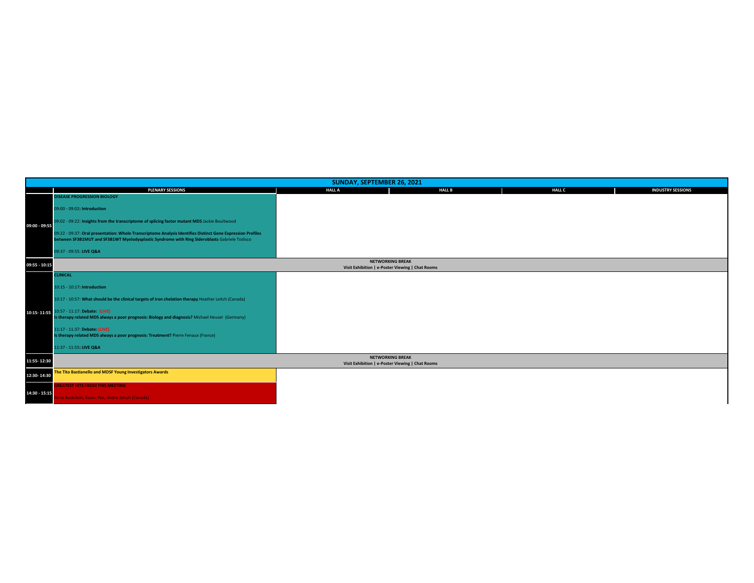| SUNDAY, SEPTEMBER 26, 2021 | | | | | |
|---|---|---|---|---|---|
| | PLENARY SESSIONS | HALL A | HALL B | HALL C | INDUSTRY SESSIONS |
| 09:00 - 09:55 | **DISEASE PROGRESSION BIOLOGY**<br><br>09:00 - 09:02: **Introduction**<br><br>09:02 - 09:22: **Insights from the transcriptome of splicing factor mutant MDS** Jackie Boultwood<br><br>09:22 - 09:37: **Oral presentation: Whole Transcriptome Analysis Identifies Distinct Gene Expression Profiles between SF3B1MUT and SF3B1WT Myelodysplastic Syndrome with Ring Sideroblasts** Gabriele Todisco<br><br>09:37 - 09:55: **LIVE Q&A** | | | | |
| 09:55 - 10:15 | **NETWORKING BREAK**<br>**Visit Exhibition \| e-Poster Viewing \| Chat Rooms** | | | | |
| 10:15- 11:55 | **CLINICAL**<br><br>10:15 - 10:17: **Introduction**<br><br>10:17 - 10:57: **What should be the clinical targets of iron chelation therapy** Heather Leitch (Canada)<br><br>10:57 - 11:17: **Debate:** (LIVE)<br>**Is therapy related MDS always a poor prognosis: Biology and diagnosis?** Michael Heuser (Germany)<br><br>11:17 - 11:37: **Debate:** (LIVE)<br>**Is therapy related MDS always a poor prognosis: Treatment?** Pierre Fenaux (France)<br><br>11:37 - 11:55: **LIVE Q&A** | | | | |
| 11:55- 12:30 | **NETWORKING BREAK**<br>**Visit Exhibition \| e-Poster Viewing \| Chat Rooms** | | | | |
| 12:30- 14:30 | **The Tito Bastianello and MDSF Young Investigators Awards** | | | | |
| 14:30 - 15:15 | **GREATEST HITS FROM THIS MEETING**<br><br>Rena Buckstein, Karen Yee, Andre Schuh (Canada) | | | | |